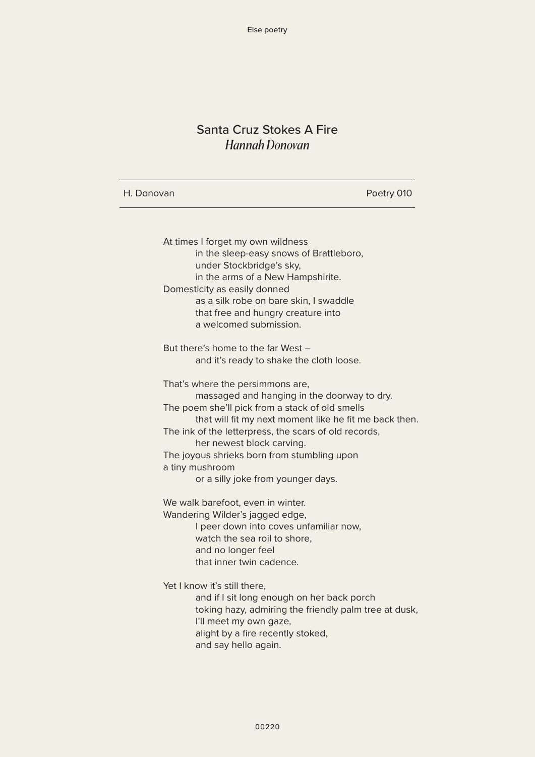# Santa Cruz Stokes A Fire

*Hannah Donovan*

---

H. Donovan | Poetry 010

---

At times I forget my own wildness  
&nbsp;&nbsp;&nbsp;&nbsp;&nbsp;&nbsp;&nbsp;&nbsp;in the sleep-easy snows of Brattleboro,  
&nbsp;&nbsp;&nbsp;&nbsp;&nbsp;&nbsp;&nbsp;&nbsp;under Stockbridge's sky,  
&nbsp;&nbsp;&nbsp;&nbsp;&nbsp;&nbsp;&nbsp;&nbsp;in the arms of a New Hampshirite.  
Domesticity as easily donned  
&nbsp;&nbsp;&nbsp;&nbsp;&nbsp;&nbsp;&nbsp;&nbsp;as a silk robe on bare skin, I swaddle  
&nbsp;&nbsp;&nbsp;&nbsp;&nbsp;&nbsp;&nbsp;&nbsp;that free and hungry creature into  
&nbsp;&nbsp;&nbsp;&nbsp;&nbsp;&nbsp;&nbsp;&nbsp;a welcomed submission.

But there's home to the far West –  
&nbsp;&nbsp;&nbsp;&nbsp;&nbsp;&nbsp;&nbsp;&nbsp;and it's ready to shake the cloth loose.

That's where the persimmons are,  
&nbsp;&nbsp;&nbsp;&nbsp;&nbsp;&nbsp;&nbsp;&nbsp;massaged and hanging in the doorway to dry.  
The poem she'll pick from a stack of old smells  
&nbsp;&nbsp;&nbsp;&nbsp;&nbsp;&nbsp;&nbsp;&nbsp;that will fit my next moment like he fit me back then.  
The ink of the letterpress, the scars of old records,  
&nbsp;&nbsp;&nbsp;&nbsp;&nbsp;&nbsp;&nbsp;&nbsp;her newest block carving.  
The joyous shrieks born from stumbling upon  
a tiny mushroom  
&nbsp;&nbsp;&nbsp;&nbsp;&nbsp;&nbsp;&nbsp;&nbsp;or a silly joke from younger days.

We walk barefoot, even in winter.  
Wandering Wilder's jagged edge,  
&nbsp;&nbsp;&nbsp;&nbsp;&nbsp;&nbsp;&nbsp;&nbsp;I peer down into coves unfamiliar now,  
&nbsp;&nbsp;&nbsp;&nbsp;&nbsp;&nbsp;&nbsp;&nbsp;watch the sea roil to shore,  
&nbsp;&nbsp;&nbsp;&nbsp;&nbsp;&nbsp;&nbsp;&nbsp;and no longer feel  
&nbsp;&nbsp;&nbsp;&nbsp;&nbsp;&nbsp;&nbsp;&nbsp;that inner twin cadence.

Yet I know it's still there,  
&nbsp;&nbsp;&nbsp;&nbsp;&nbsp;&nbsp;&nbsp;&nbsp;and if I sit long enough on her back porch  
&nbsp;&nbsp;&nbsp;&nbsp;&nbsp;&nbsp;&nbsp;&nbsp;toking hazy, admiring the friendly palm tree at dusk,  
&nbsp;&nbsp;&nbsp;&nbsp;&nbsp;&nbsp;&nbsp;&nbsp;I'll meet my own gaze,  
&nbsp;&nbsp;&nbsp;&nbsp;&nbsp;&nbsp;&nbsp;&nbsp;alight by a fire recently stoked,  
&nbsp;&nbsp;&nbsp;&nbsp;&nbsp;&nbsp;&nbsp;&nbsp;and say hello again.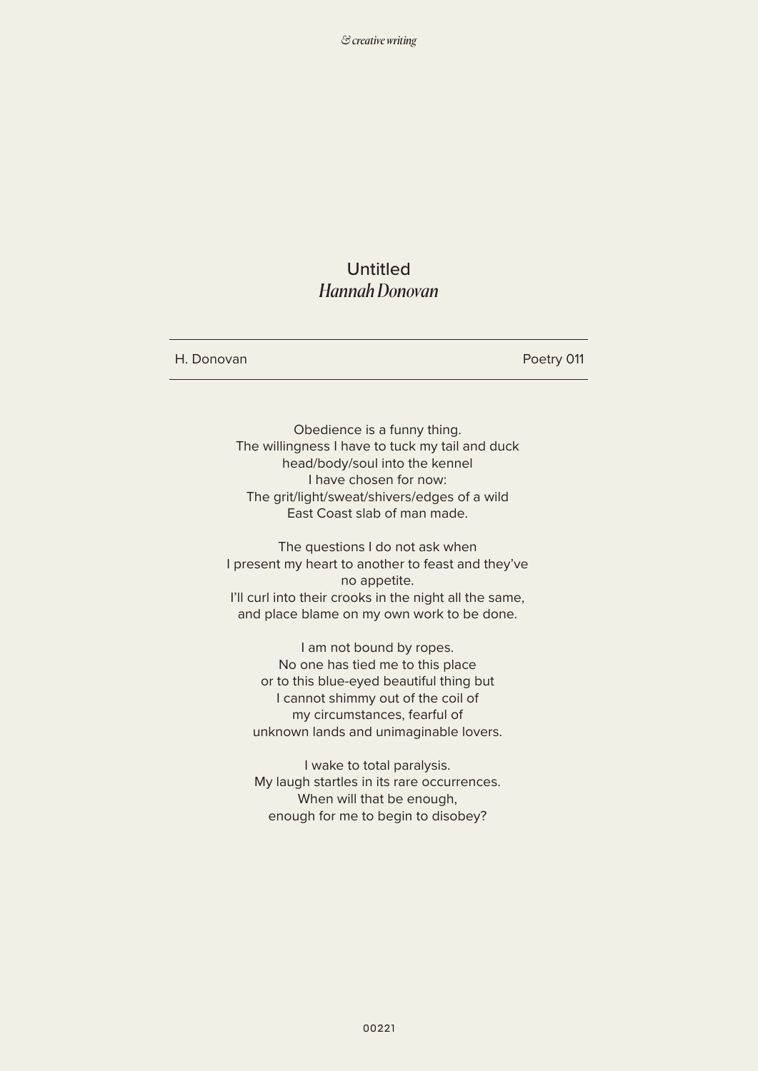# Untitled

*Hannah Donovan*

H. Donovan | Poetry 011

Obedience is a funny thing.
The willingness I have to tuck my tail and duck
head/body/soul into the kennel
I have chosen for now:
The grit/light/sweat/shivers/edges of a wild
East Coast slab of man made.

The questions I do not ask when
I present my heart to another to feast and they've
no appetite.
I'll curl into their crooks in the night all the same,
and place blame on my own work to be done.

I am not bound by ropes.
No one has tied me to this place
or to this blue-eyed beautiful thing but
I cannot shimmy out of the coil of
my circumstances, fearful of
unknown lands and unimaginable lovers.

I wake to total paralysis.
My laugh startles in its rare occurrences.
When will that be enough,
enough for me to begin to disobey?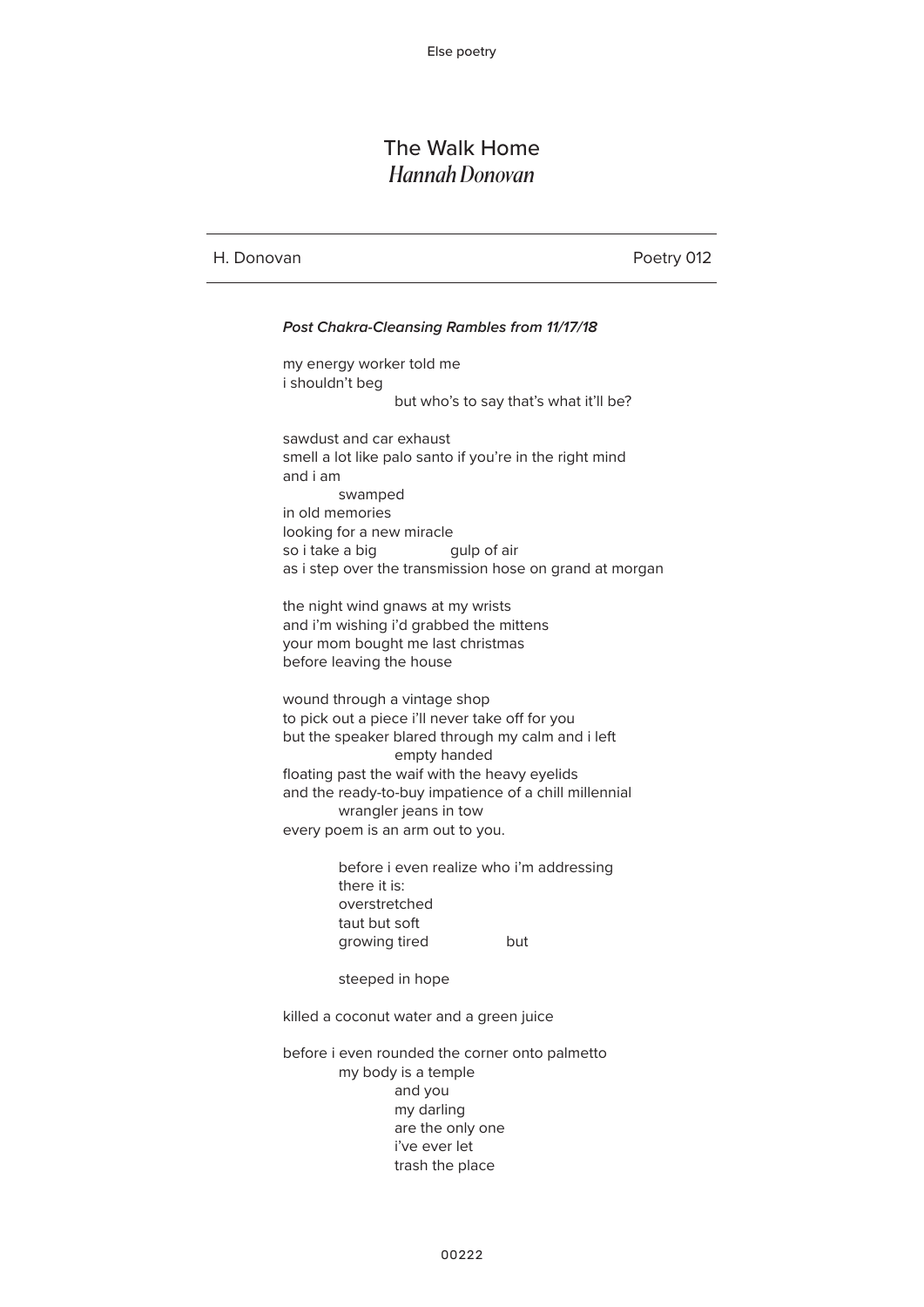***Post Chakra-Cleansing Rambles from 11/17/18***

my energy worker told me  
i shouldn't beg  
                    but who's to say that's what it'll be?

sawdust and car exhaust  
smell a lot like palo santo if you're in the right mind  
and i am  
          swamped  
in old memories  
looking for a new miracle  
so i take a big          gulp of air  
as i step over the transmission hose on grand at morgan

the night wind gnaws at my wrists  
and i'm wishing i'd grabbed the mittens  
your mom bought me last christmas  
before leaving the house

wound through a vintage shop  
to pick out a piece i'll never take off for you  
but the speaker blared through my calm and i left  
                    empty handed  
floating past the waif with the heavy eyelids  
and the ready-to-buy impatience of a chill millennial  
          wrangler jeans in tow  
every poem is an arm out to you.

          before i even realize who i'm addressing  
          there it is:  
          overstretched  
          taut but soft  
          growing tired          but

          steeped in hope

killed a coconut water and a green juice

before i even rounded the corner onto palmetto  
          my body is a temple  
                    and you  
                    my darling  
                    are the only one  
                    i've ever let  
                    trash the place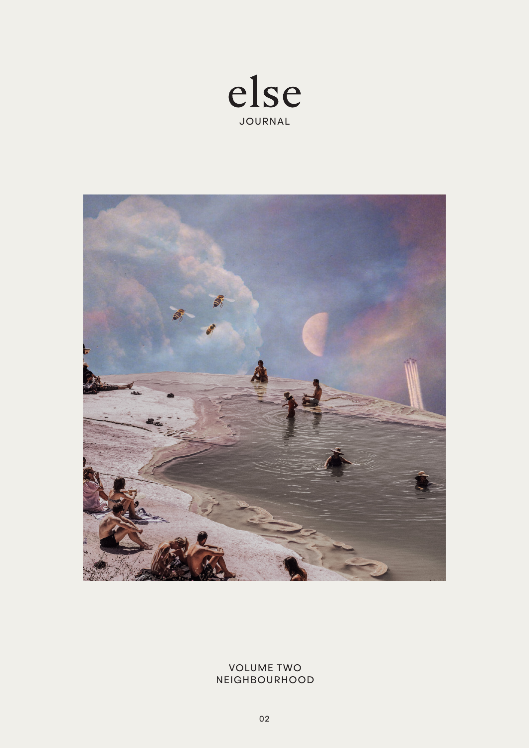# else

JOURNAL

VOLUME TWO
NEIGHBOURHOOD

02